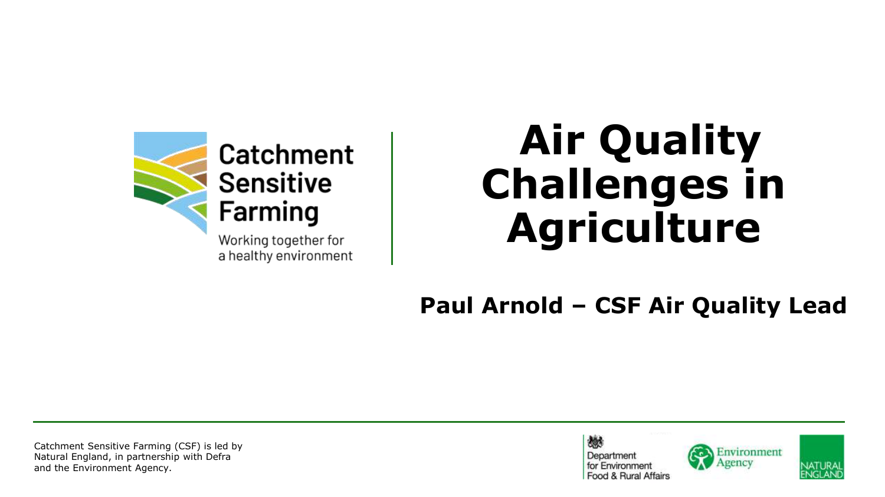Catchment Sensitive Farming

Working together for a healthy environment

# Air Quality Challenges in Agriculture

**Paul Arnold – CSF Air Quality Lead**

Catchment Sensitive Farming (CSF) is led by Natural England, in partnership with Defra and the Environment Agency.

Department for Environment Food & Rural Affairs

Environment Agency

NATURAL ENGLAND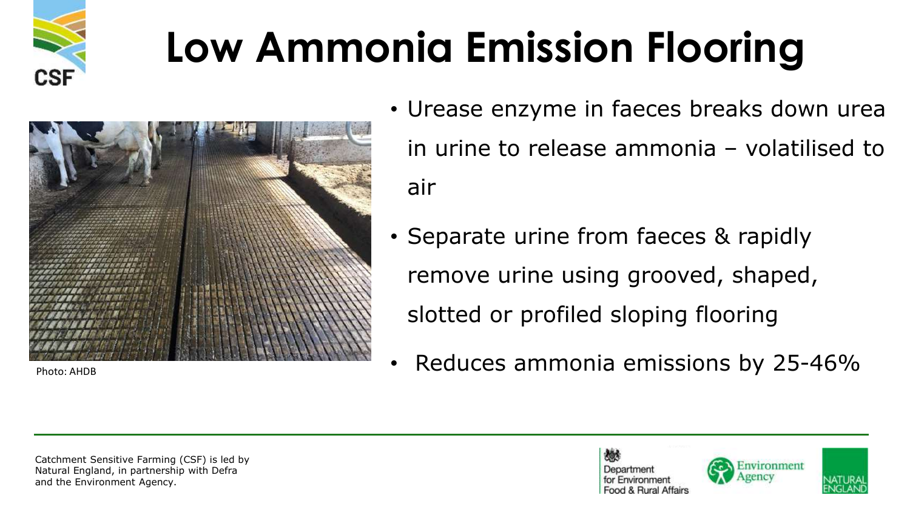# Low Ammonia Emission Flooring

Photo: AHDB

- Urease enzyme in faeces breaks down urea in urine to release ammonia – volatilised to air
- Separate urine from faeces & rapidly remove urine using grooved, shaped, slotted or profiled sloping flooring
- Reduces ammonia emissions by 25-46%

Catchment Sensitive Farming (CSF) is led by Natural England, in partnership with Defra and the Environment Agency.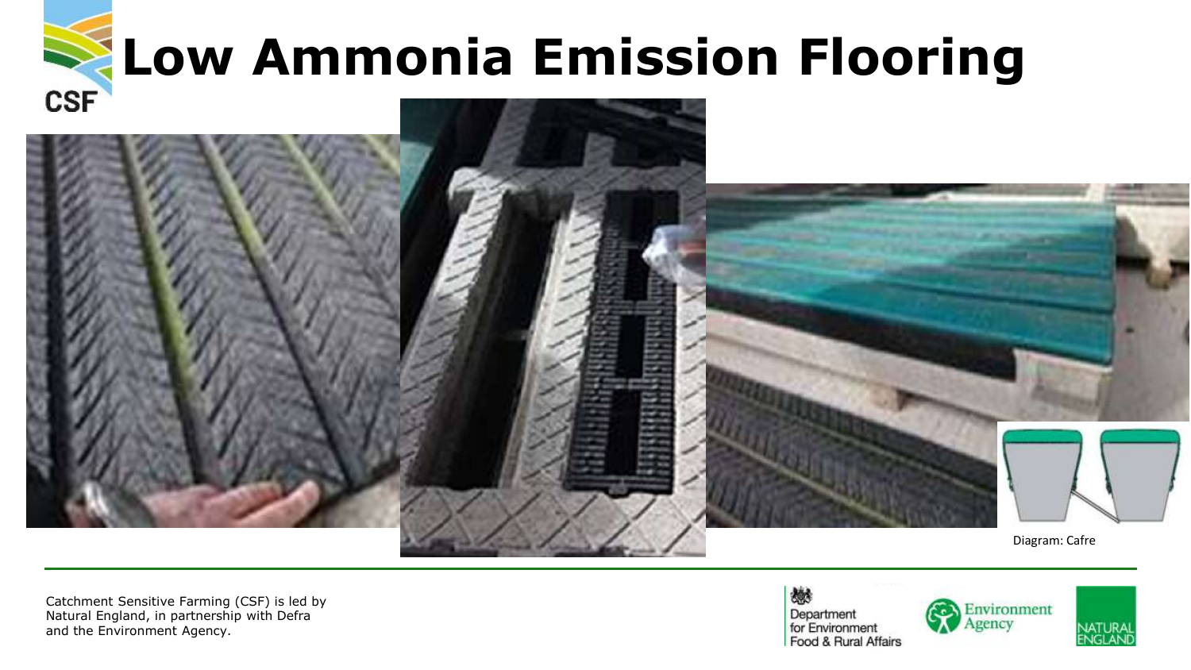# Low Ammonia Emission Flooring

Diagram: Cafre

Catchment Sensitive Farming (CSF) is led by Natural England, in partnership with Defra and the Environment Agency.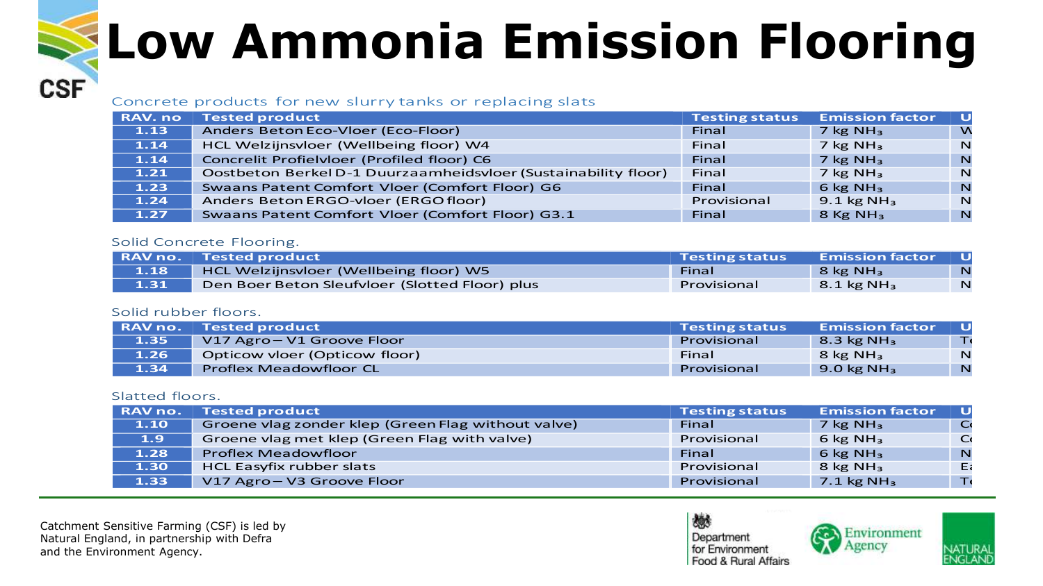# Low Ammonia Emission Flooring

Concrete products for new slurry tanks or replacing slats

| RAV. no | Tested product | Testing status | Emission factor | U |
|---|---|---|---|---|
| 1.13 | Anders Beton Eco-Vloer (Eco-Floor) | Final | 7 kg $NH_3$ | W |
| 1.14 | HCL Welzijnsvloer (Wellbeing floor) W4 | Final | 7 kg $NH_3$ | N |
| 1.14 | Concrelit Profielvloer (Profiled floor) C6 | Final | 7 kg $NH_3$ | N |
| 1.21 | Oostbeton Berkel D-1 Duurzaamheidsvloer (Sustainability floor) | Final | 7 kg $NH_3$ | N |
| 1.23 | Swaans Patent Comfort Vloer (Comfort Floor) G6 | Final | 6 kg $NH_3$ | N |
| 1.24 | Anders Beton ERGO-vloer (ERGO floor) | Provisional | 9.1 kg $NH_3$ | N |
| 1.27 | Swaans Patent Comfort Vloer (Comfort Floor) G3.1 | Final | 8 Kg $NH_3$ | N |

Solid Concrete Flooring.

| RAV no. | Tested product | Testing status | Emission factor | U |
|---|---|---|---|---|
| 1.18 | HCL Welzijnsvloer (Wellbeing floor) W5 | Final | 8 kg $NH_3$ | N |
| 1.31 | Den Boer Beton Sleufvloer (Slotted Floor) plus | Provisional | 8.1 kg $NH_3$ | N |

Solid rubber floors.

| RAV no. | Tested product | Testing status | Emission factor | U |
|---|---|---|---|---|
| 1.35 | V17 Agro – V1 Groove Floor | Provisional | 8.3 kg $NH_3$ | T |
| 1.26 | Opticow vloer (Opticow floor) | Final | 8 kg $NH_3$ | N |
| 1.34 | Proflex Meadowfloor CL | Provisional | 9.0 kg $NH_3$ | N |

Slatted floors.

| RAV no. | Tested product | Testing status | Emission factor | U |
|---|---|---|---|---|
| 1.10 | Groene vlag zonder klep (Green Flag without valve) | Final | 7 kg $NH_3$ | C |
| 1.9 | Groene vlag met klep (Green Flag with valve) | Provisional | 6 kg $NH_3$ | C |
| 1.28 | Proflex Meadowfloor | Final | 6 kg $NH_3$ | N |
| 1.30 | HCL Easyfix rubber slats | Provisional | 8 kg $NH_3$ | E |
| 1.33 | V17 Agro – V3 Groove Floor | Provisional | 7.1 kg $NH_3$ | T |

Catchment Sensitive Farming (CSF) is led by Natural England, in partnership with Defra and the Environment Agency.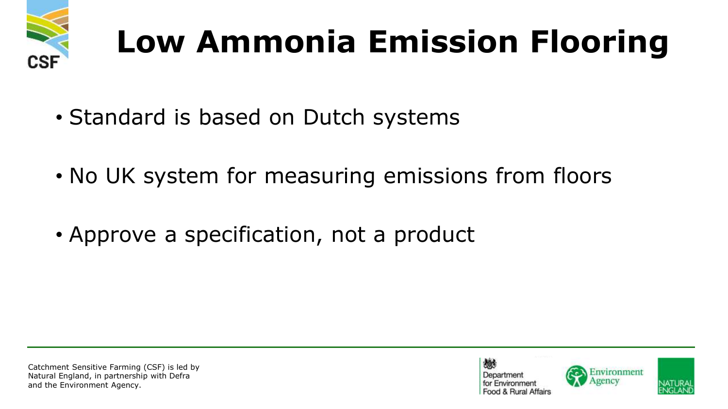# Low Ammonia Emission Flooring

- Standard is based on Dutch systems
- No UK system for measuring emissions from floors
- Approve a specification, not a product

Catchment Sensitive Farming (CSF) is led by Natural England, in partnership with Defra and the Environment Agency.